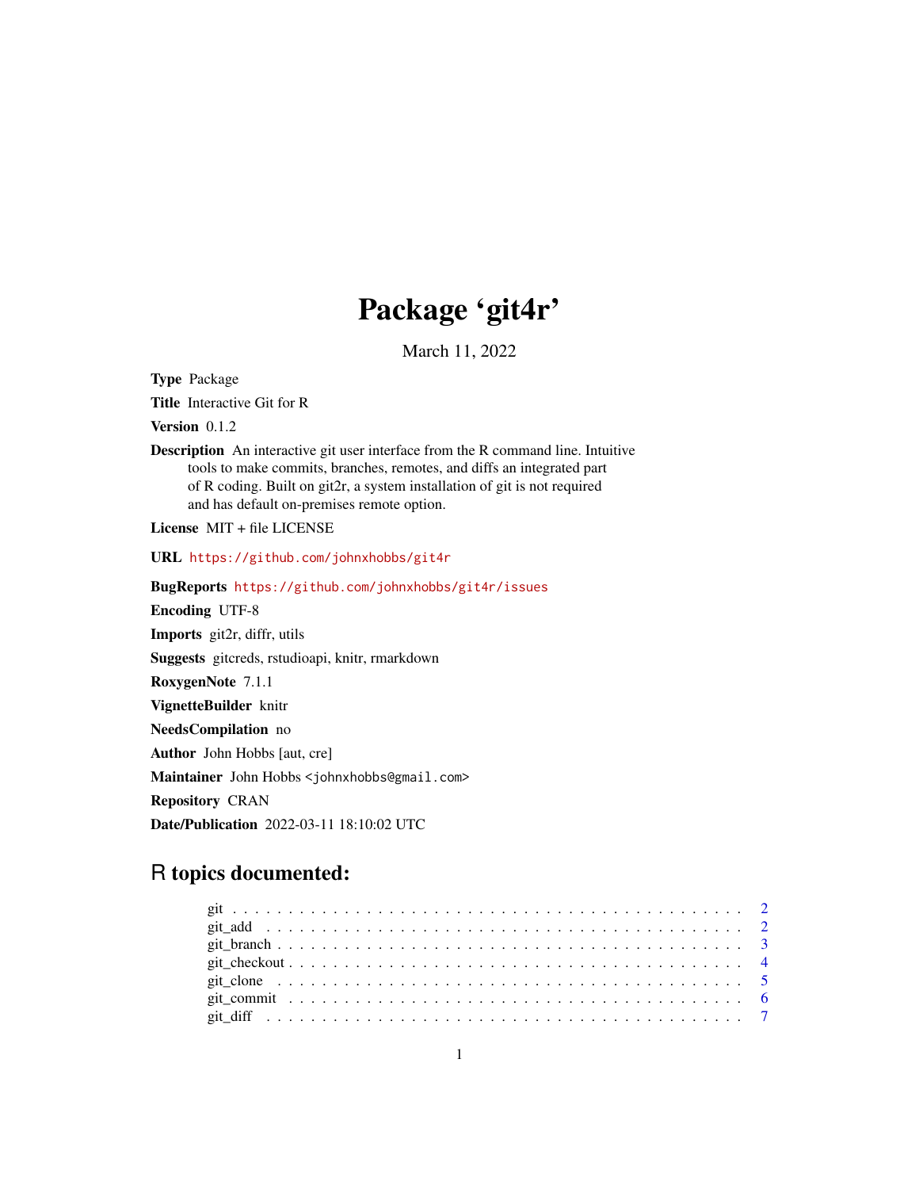# Package 'git4r'

March 11, 2022

**Type** Package

**Title** Interactive Git for R

**Version** 0.1.2

**Description** An interactive git user interface from the R command line. Intuitive tools to make commits, branches, remotes, and diffs an integrated part of R coding. Built on git2r, a system installation of git is not required and has default on-premises remote option.

**License** MIT + file LICENSE

**URL** https://github.com/johnxhobbs/git4r

**BugReports** https://github.com/johnxhobbs/git4r/issues

**Encoding** UTF-8

**Imports** git2r, diffr, utils

**Suggests** gitcreds, rstudioapi, knitr, rmarkdown

**RoxygenNote** 7.1.1

**VignetteBuilder** knitr

**NeedsCompilation** no

**Author** John Hobbs [aut, cre]

**Maintainer** John Hobbs <johnxhobbs@gmail.com>

**Repository** CRAN

**Date/Publication** 2022-03-11 18:10:02 UTC

## R topics documented:

- git . . . . . . . . . . . . . . . . . . . . . . . . . . . . . . . . . . . . . . . . . . . 2
- git_add . . . . . . . . . . . . . . . . . . . . . . . . . . . . . . . . . . . . . . . . 2
- git_branch . . . . . . . . . . . . . . . . . . . . . . . . . . . . . . . . . . . . . . 3
- git_checkout . . . . . . . . . . . . . . . . . . . . . . . . . . . . . . . . . . . . . 4
- git_clone . . . . . . . . . . . . . . . . . . . . . . . . . . . . . . . . . . . . . . 5
- git_commit . . . . . . . . . . . . . . . . . . . . . . . . . . . . . . . . . . . . . 6
- git_diff . . . . . . . . . . . . . . . . . . . . . . . . . . . . . . . . . . . . . . . 7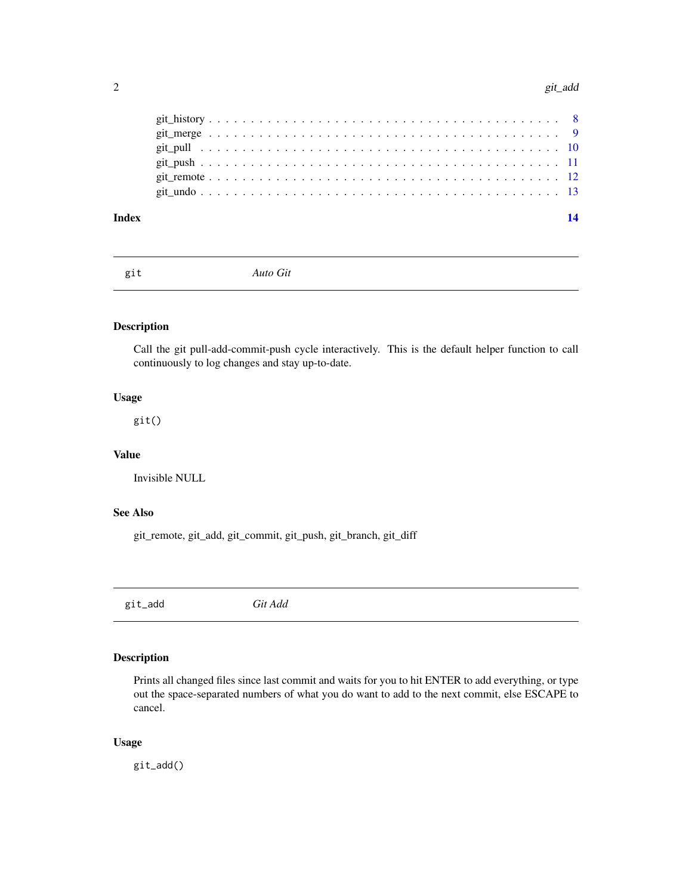git_history . . . . . . . . . . . . . . . . . . . . . . . . . . . . . . . . . . . . . . . . 8
git_merge . . . . . . . . . . . . . . . . . . . . . . . . . . . . . . . . . . . . . . . . 9
git_pull . . . . . . . . . . . . . . . . . . . . . . . . . . . . . . . . . . . . . . . . 10
git_push . . . . . . . . . . . . . . . . . . . . . . . . . . . . . . . . . . . . . . . . 11
git_remote . . . . . . . . . . . . . . . . . . . . . . . . . . . . . . . . . . . . . . . . 12
git_undo . . . . . . . . . . . . . . . . . . . . . . . . . . . . . . . . . . . . . . . . 13

**Index** **14**

---

## git — *Auto Git*

### Description

Call the git pull-add-commit-push cycle interactively. This is the default helper function to call continuously to log changes and stay up-to-date.

### Usage

```
git()
```

### Value

Invisible NULL

### See Also

git_remote, git_add, git_commit, git_push, git_branch, git_diff

---

## git_add — *Git Add*

### Description

Prints all changed files since last commit and waits for you to hit ENTER to add everything, or type out the space-separated numbers of what you do want to add to the next commit, else ESCAPE to cancel.

### Usage

```
git_add()
```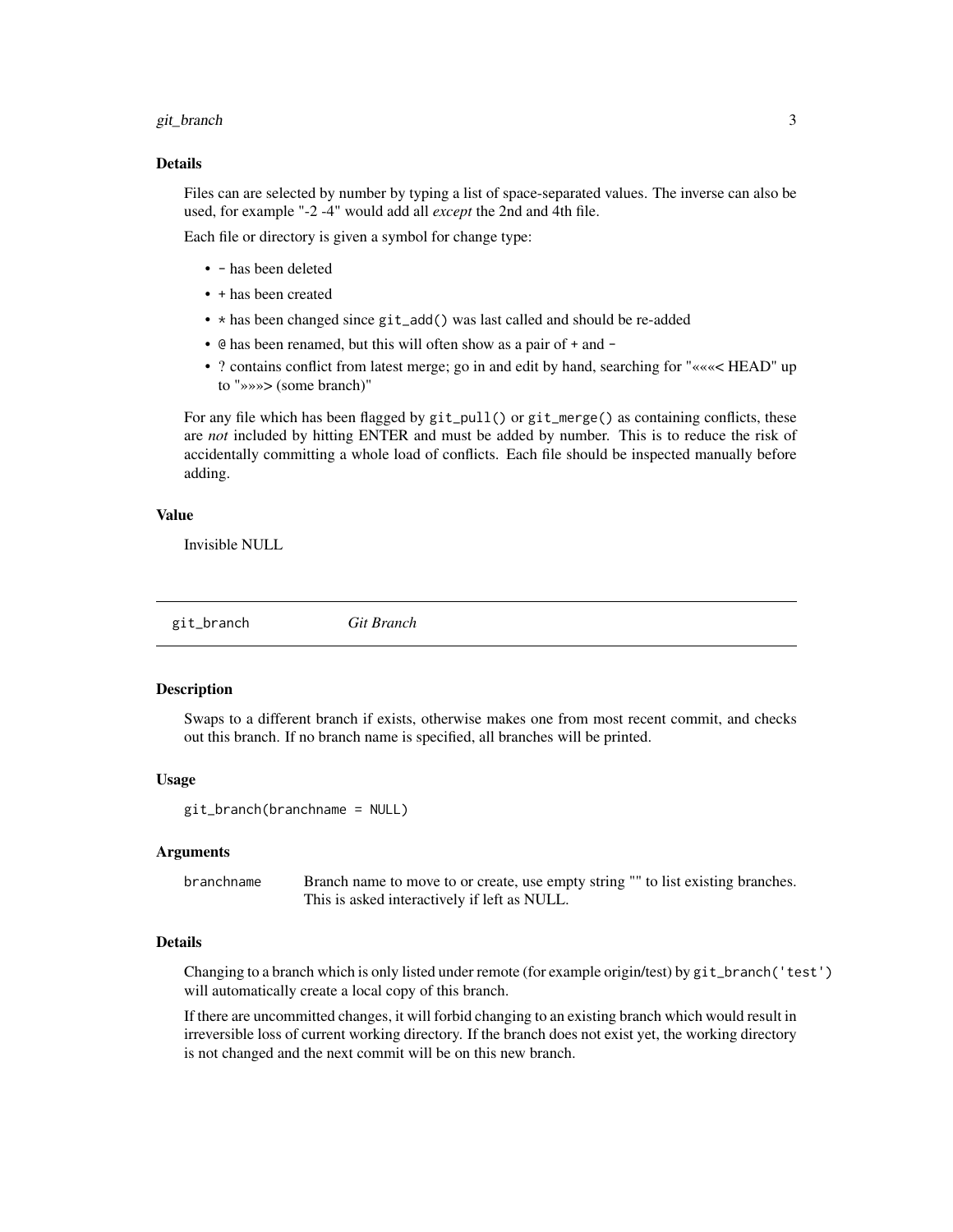### Details

Files can are selected by number by typing a list of space-separated values. The inverse can also be used, for example "-2 -4" would add all *except* the 2nd and 4th file.

Each file or directory is given a symbol for change type:

- `-` has been deleted
- `+` has been created
- `*` has been changed since `git_add()` was last called and should be re-added
- `@` has been renamed, but this will often show as a pair of `+` and `-`
- ? contains conflict from latest merge; go in and edit by hand, searching for "««< HEAD" up to "»»> (some branch)"

For any file which has been flagged by `git_pull()` or `git_merge()` as containing conflicts, these are *not* included by hitting ENTER and must be added by number. This is to reduce the risk of accidentally committing a whole load of conflicts. Each file should be inspected manually before adding.

### Value

Invisible NULL

---

## git_branch *Git Branch*

---

### Description

Swaps to a different branch if exists, otherwise makes one from most recent commit, and checks out this branch. If no branch name is specified, all branches will be printed.

### Usage

```
git_branch(branchname = NULL)
```

### Arguments

| | |
|---|---|
| `branchname` | Branch name to move to or create, use empty string "" to list existing branches. This is asked interactively if left as NULL. |

### Details

Changing to a branch which is only listed under remote (for example origin/test) by `git_branch('test')` will automatically create a local copy of this branch.

If there are uncommitted changes, it will forbid changing to an existing branch which would result in irreversible loss of current working directory. If the branch does not exist yet, the working directory is not changed and the next commit will be on this new branch.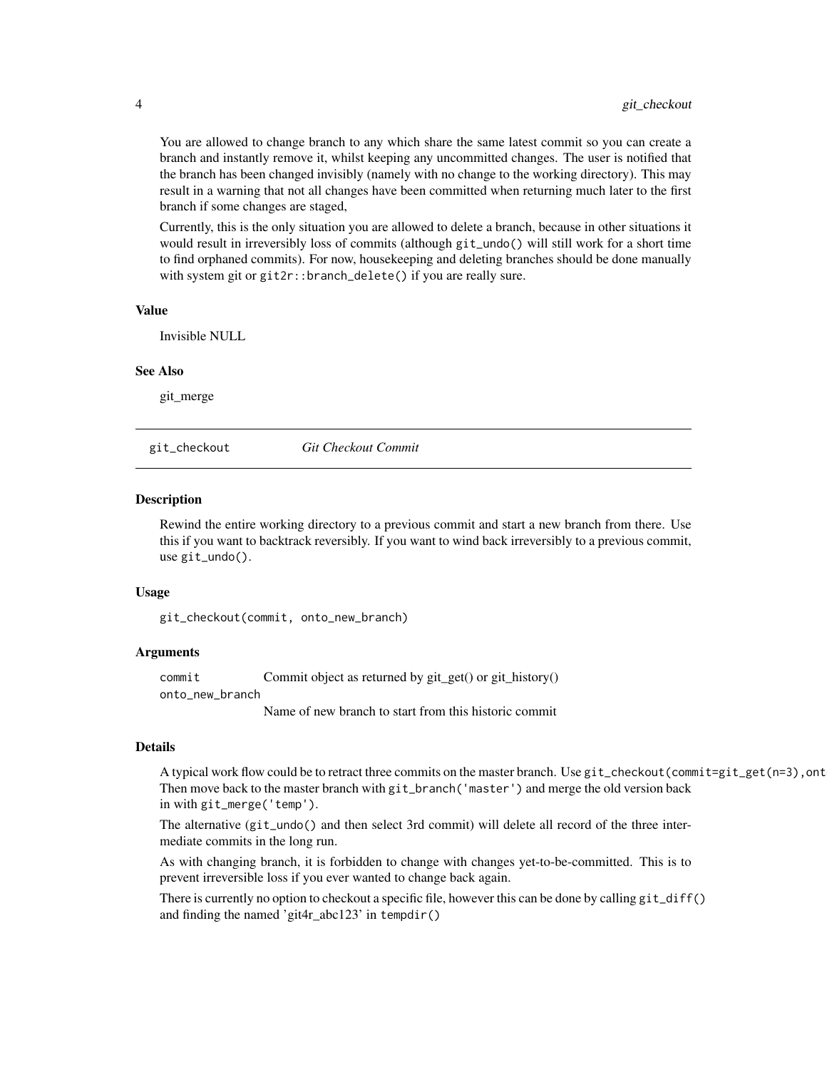You are allowed to change branch to any which share the same latest commit so you can create a branch and instantly remove it, whilst keeping any uncommitted changes. The user is notified that the branch has been changed invisibly (namely with no change to the working directory). This may result in a warning that not all changes have been committed when returning much later to the first branch if some changes are staged,

Currently, this is the only situation you are allowed to delete a branch, because in other situations it would result in irreversibly loss of commits (although `git_undo()` will still work for a short time to find orphaned commits). For now, housekeeping and deleting branches should be done manually with system git or `git2r::branch_delete()` if you are really sure.

### Value

Invisible NULL

### See Also

git_merge

---

## git_checkout — *Git Checkout Commit*

### Description

Rewind the entire working directory to a previous commit and start a new branch from there. Use this if you want to backtrack reversibly. If you want to wind back irreversibly to a previous commit, use `git_undo()`.

### Usage

```
git_checkout(commit, onto_new_branch)
```

### Arguments

| | |
|---|---|
| `commit` | Commit object as returned by git_get() or git_history() |
| `onto_new_branch` | Name of new branch to start from this historic commit |

### Details

A typical work flow could be to retract three commits on the master branch. Use `git_checkout(commit=git_get(n=3),ont` Then move back to the master branch with `git_branch('master')` and merge the old version back in with `git_merge('temp')`.

The alternative (`git_undo()` and then select 3rd commit) will delete all record of the three intermediate commits in the long run.

As with changing branch, it is forbidden to change with changes yet-to-be-committed. This is to prevent irreversible loss if you ever wanted to change back again.

There is currently no option to checkout a specific file, however this can be done by calling `git_diff()` and finding the named 'git4r_abc123' in `tempdir()`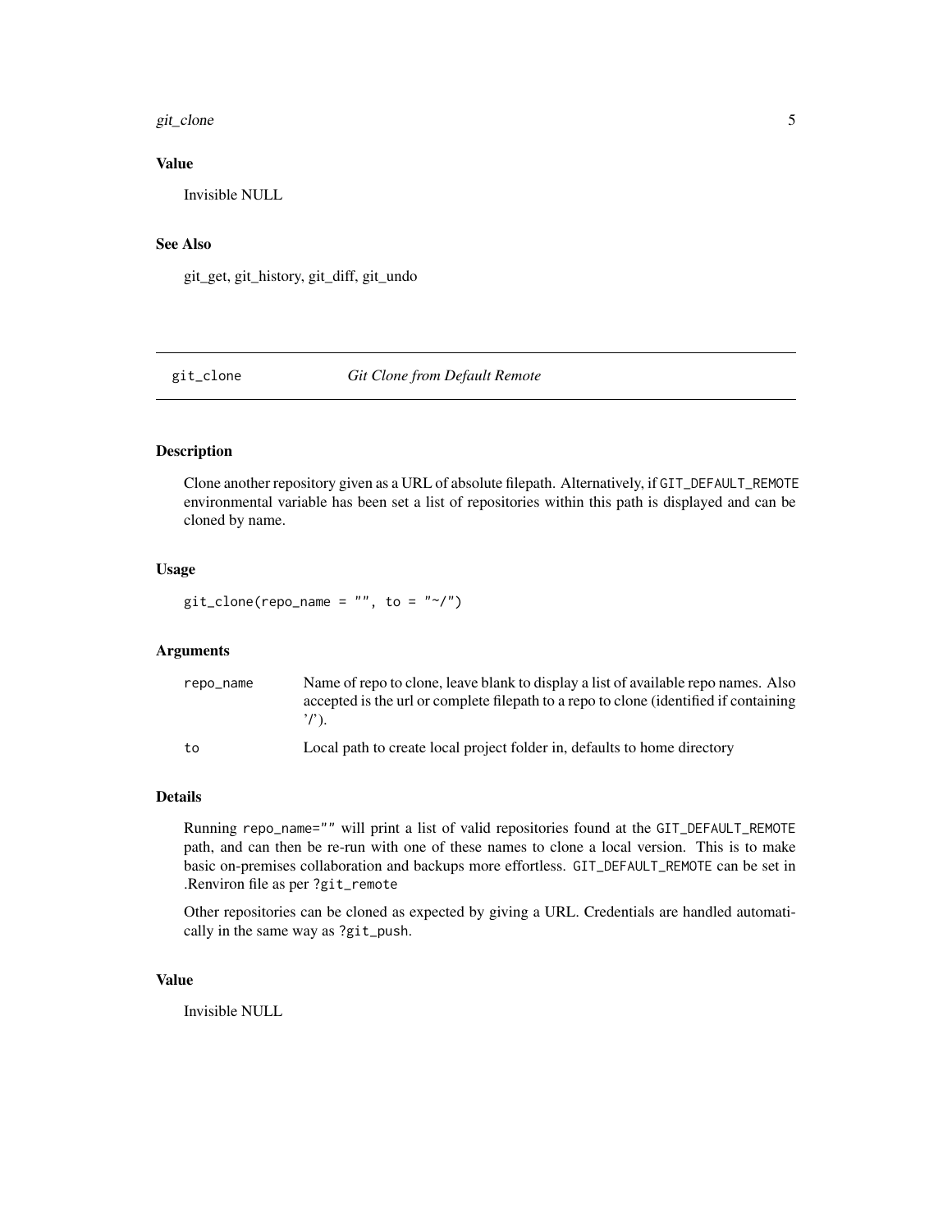### Value

Invisible NULL

### See Also

git_get, git_history, git_diff, git_undo

---

## git_clone — *Git Clone from Default Remote*

---

### Description

Clone another repository given as a URL of absolute filepath. Alternatively, if `GIT_DEFAULT_REMOTE` environmental variable has been set a list of repositories within this path is displayed and can be cloned by name.

### Usage

```
git_clone(repo_name = "", to = "~/")
```

### Arguments

| | |
|---|---|
| `repo_name` | Name of repo to clone, leave blank to display a list of available repo names. Also accepted is the url or complete filepath to a repo to clone (identified if containing '/'). |
| `to` | Local path to create local project folder in, defaults to home directory |

### Details

Running `repo_name=""` will print a list of valid repositories found at the `GIT_DEFAULT_REMOTE` path, and can then be re-run with one of these names to clone a local version. This is to make basic on-premises collaboration and backups more effortless. `GIT_DEFAULT_REMOTE` can be set in .Renviron file as per `?git_remote`

Other repositories can be cloned as expected by giving a URL. Credentials are handled automatically in the same way as `?git_push`.

### Value

Invisible NULL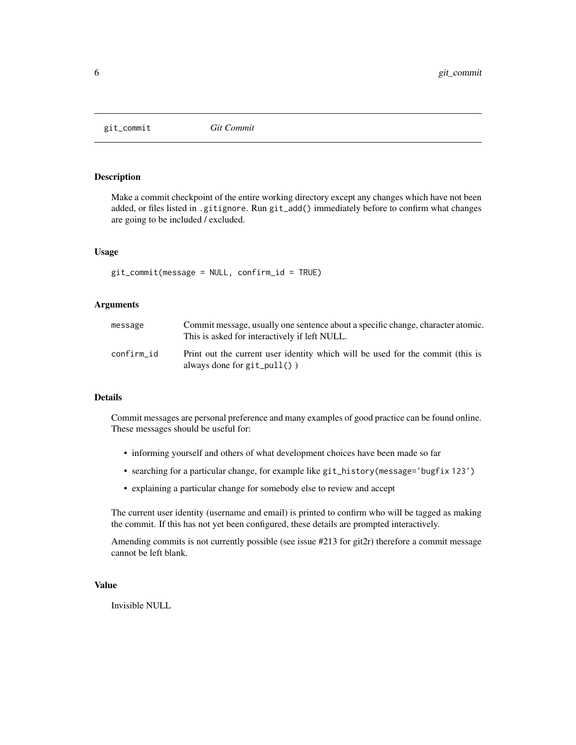## git_commit *Git Commit*

### Description

Make a commit checkpoint of the entire working directory except any changes which have not been added, or files listed in `.gitignore`. Run `git_add()` immediately before to confirm what changes are going to be included / excluded.

### Usage

```
git_commit(message = NULL, confirm_id = TRUE)
```

### Arguments

| | |
|---|---|
| message | Commit message, usually one sentence about a specific change, character atomic. This is asked for interactively if left NULL. |
| confirm_id | Print out the current user identity which will be used for the commit (this is always done for `git_pull()` ) |

### Details

Commit messages are personal preference and many examples of good practice can be found online. These messages should be useful for:

- informing yourself and others of what development choices have been made so far
- searching for a particular change, for example like `git_history(message='bugfix 123')`
- explaining a particular change for somebody else to review and accept

The current user identity (username and email) is printed to confirm who will be tagged as making the commit. If this has not yet been configured, these details are prompted interactively.

Amending commits is not currently possible (see issue #213 for git2r) therefore a commit message cannot be left blank.

### Value

Invisible NULL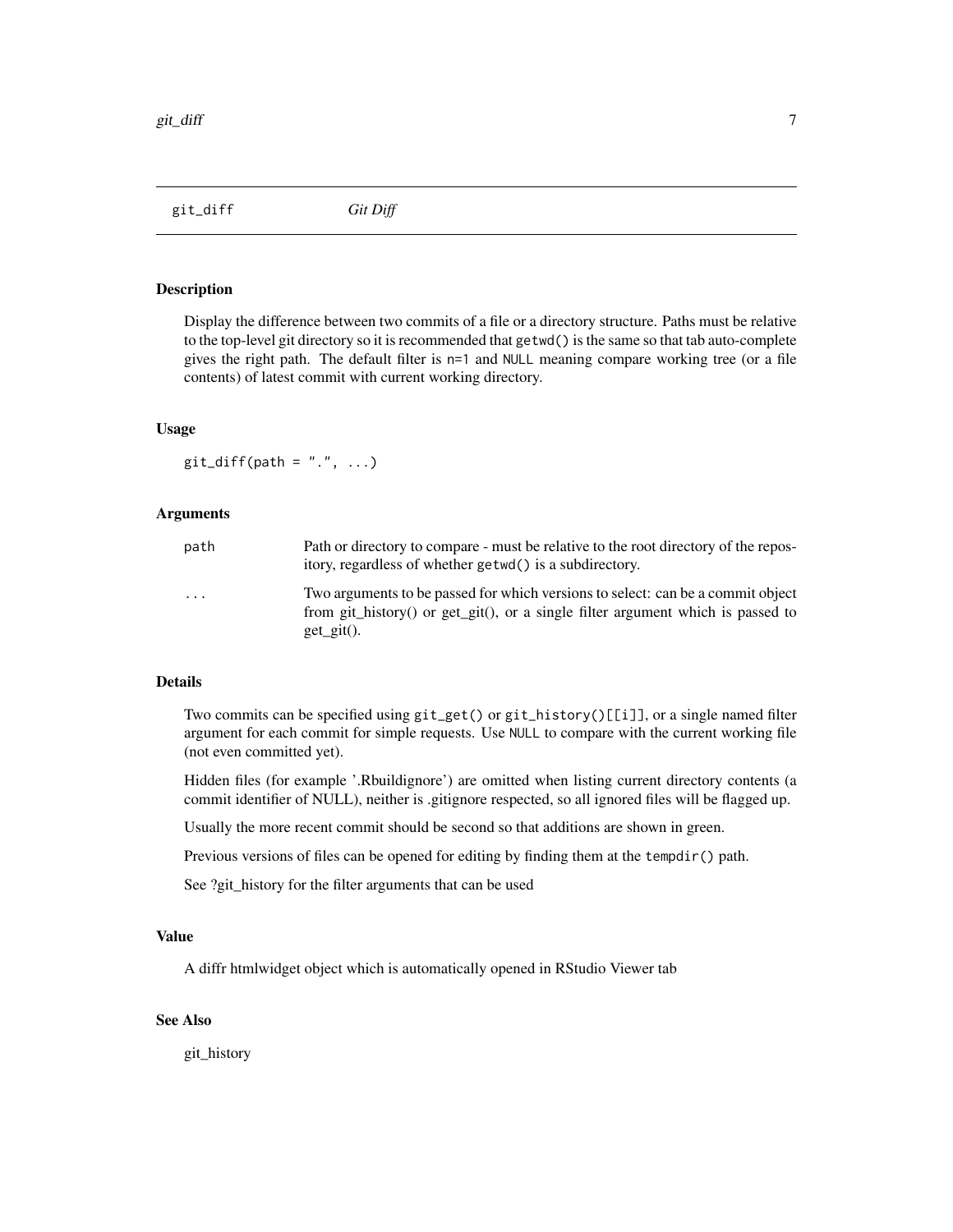## git_diff    *Git Diff*

### Description

Display the difference between two commits of a file or a directory structure. Paths must be relative to the top-level git directory so it is recommended that `getwd()` is the same so that tab auto-complete gives the right path. The default filter is `n=1` and `NULL` meaning compare working tree (or a file contents) of latest commit with current working directory.

### Usage

```
git_diff(path = ".", ...)
```

### Arguments

| | |
|---|---|
| path | Path or directory to compare - must be relative to the root directory of the repository, regardless of whether `getwd()` is a subdirectory. |
| ... | Two arguments to be passed for which versions to select: can be a commit object from git_history() or get_git(), or a single filter argument which is passed to get_git(). |

### Details

Two commits can be specified using `git_get()` or `git_history()[[i]]`, or a single named filter argument for each commit for simple requests. Use `NULL` to compare with the current working file (not even committed yet).

Hidden files (for example '.Rbuildignore') are omitted when listing current directory contents (a commit identifier of NULL), neither is .gitignore respected, so all ignored files will be flagged up.

Usually the more recent commit should be second so that additions are shown in green.

Previous versions of files can be opened for editing by finding them at the `tempdir()` path.

See ?git_history for the filter arguments that can be used

### Value

A diffr htmlwidget object which is automatically opened in RStudio Viewer tab

### See Also

git_history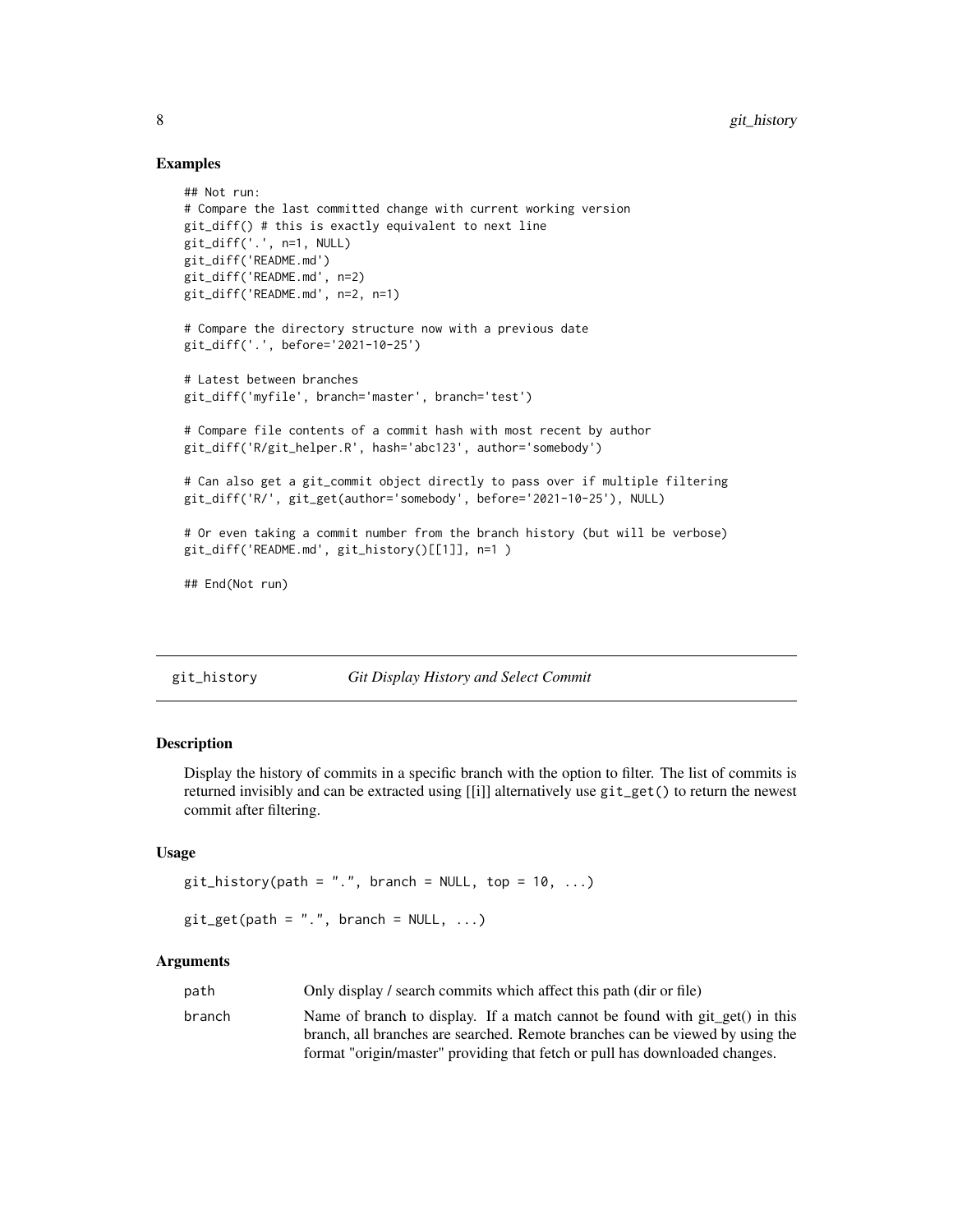## Examples

```
## Not run:
# Compare the last committed change with current working version
git_diff() # this is exactly equivalent to next line
git_diff('.', n=1, NULL)
git_diff('README.md')
git_diff('README.md', n=2)
git_diff('README.md', n=2, n=1)

# Compare the directory structure now with a previous date
git_diff('.', before='2021-10-25')

# Latest between branches
git_diff('myfile', branch='master', branch='test')

# Compare file contents of a commit hash with most recent by author
git_diff('R/git_helper.R', hash='abc123', author='somebody')

# Can also get a git_commit object directly to pass over if multiple filtering
git_diff('R/', git_get(author='somebody', before='2021-10-25'), NULL)

# Or even taking a commit number from the branch history (but will be verbose)
git_diff('README.md', git_history()[[1]], n=1 )

## End(Not run)
```

---

# git_history — *Git Display History and Select Commit*

## Description

Display the history of commits in a specific branch with the option to filter. The list of commits is returned invisibly and can be extracted using [[i]] alternatively use `git_get()` to return the newest commit after filtering.

## Usage

```
git_history(path = ".", branch = NULL, top = 10, ...)

git_get(path = ".", branch = NULL, ...)
```

## Arguments

| | |
|---|---|
| `path` | Only display / search commits which affect this path (dir or file) |
| `branch` | Name of branch to display. If a match cannot be found with git_get() in this branch, all branches are searched. Remote branches can be viewed by using the format "origin/master" providing that fetch or pull has downloaded changes. |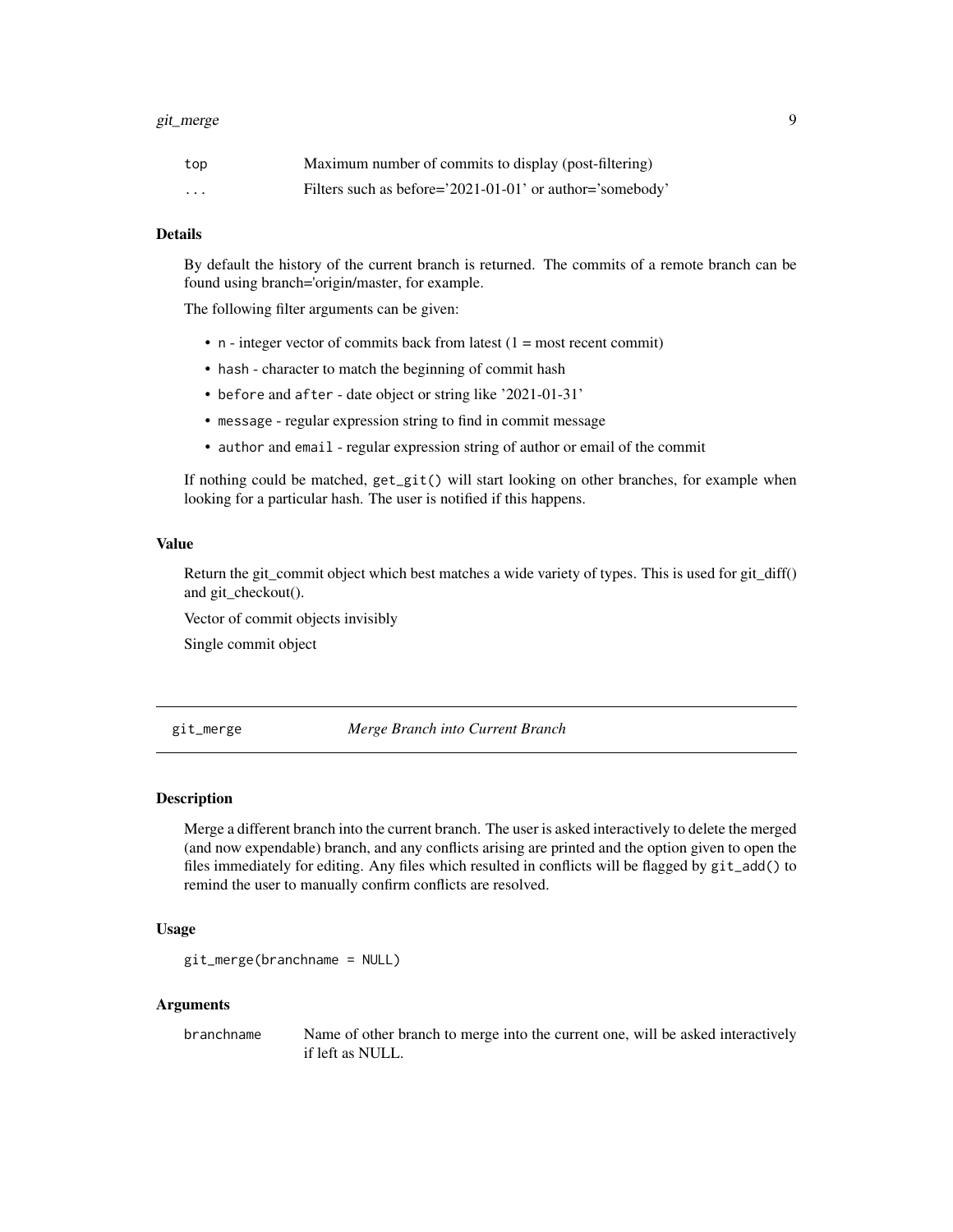| | |
|---|---|
| top | Maximum number of commits to display (post-filtering) |
| ... | Filters such as before='2021-01-01' or author='somebody' |

### Details

By default the history of the current branch is returned. The commits of a remote branch can be found using branch='origin/master, for example.

The following filter arguments can be given:

- `n` - integer vector of commits back from latest (1 = most recent commit)
- `hash` - character to match the beginning of commit hash
- `before` and `after` - date object or string like '2021-01-31'
- `message` - regular expression string to find in commit message
- `author` and `email` - regular expression string of author or email of the commit

If nothing could be matched, `get_git()` will start looking on other branches, for example when looking for a particular hash. The user is notified if this happens.

### Value

Return the git_commit object which best matches a wide variety of types. This is used for git_diff() and git_checkout().

Vector of commit objects invisibly

Single commit object

---

## git_merge — *Merge Branch into Current Branch*

---

### Description

Merge a different branch into the current branch. The user is asked interactively to delete the merged (and now expendable) branch, and any conflicts arising are printed and the option given to open the files immediately for editing. Any files which resulted in conflicts will be flagged by `git_add()` to remind the user to manually confirm conflicts are resolved.

### Usage

```
git_merge(branchname = NULL)
```

### Arguments

| | |
|---|---|
| branchname | Name of other branch to merge into the current one, will be asked interactively if left as NULL. |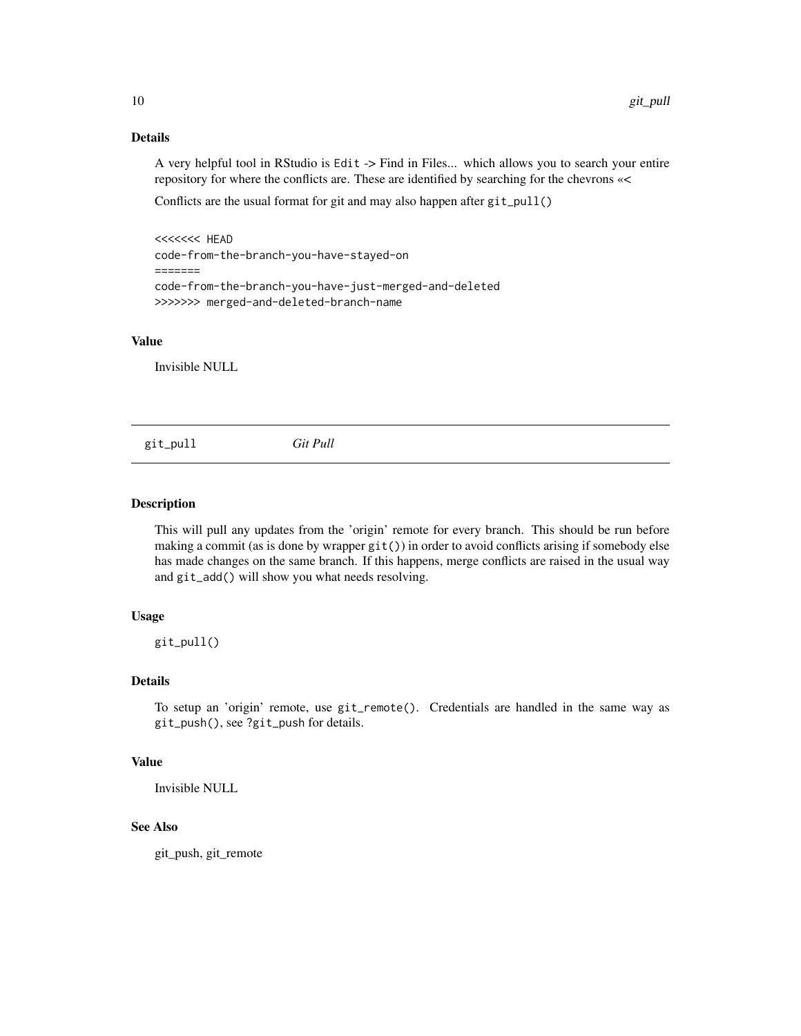### Details

A very helpful tool in RStudio is `Edit` -> Find in Files... which allows you to search your entire repository for where the conflicts are. These are identified by searching for the chevrons «<

Conflicts are the usual format for git and may also happen after `git_pull()`

```
<<<<<<< HEAD
code-from-the-branch-you-have-stayed-on
=======
code-from-the-branch-you-have-just-merged-and-deleted
>>>>>>> merged-and-deleted-branch-name
```

### Value

Invisible NULL

---

## git_pull *Git Pull*

---

### Description

This will pull any updates from the 'origin' remote for every branch. This should be run before making a commit (as is done by wrapper `git()`) in order to avoid conflicts arising if somebody else has made changes on the same branch. If this happens, merge conflicts are raised in the usual way and `git_add()` will show you what needs resolving.

### Usage

```
git_pull()
```

### Details

To setup an 'origin' remote, use `git_remote()`. Credentials are handled in the same way as `git_push()`, see `?git_push` for details.

### Value

Invisible NULL

### See Also

git_push, git_remote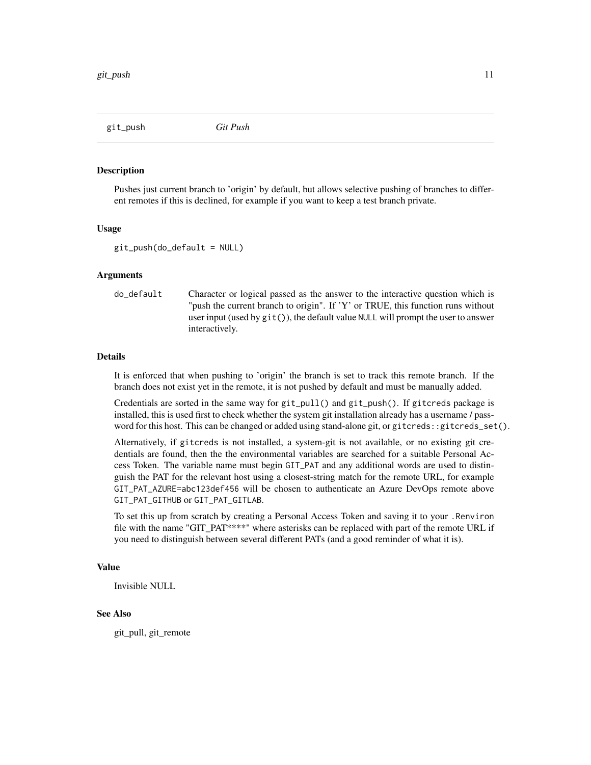## git_push — *Git Push*

### Description

Pushes just current branch to 'origin' by default, but allows selective pushing of branches to different remotes if this is declined, for example if you want to keep a test branch private.

### Usage

```
git_push(do_default = NULL)
```

### Arguments

| | |
|---|---|
| `do_default` | Character or logical passed as the answer to the interactive question which is "push the current branch to origin". If 'Y' or TRUE, this function runs without user input (used by `git()`), the default value `NULL` will prompt the user to answer interactively. |

### Details

It is enforced that when pushing to 'origin' the branch is set to track this remote branch. If the branch does not exist yet in the remote, it is not pushed by default and must be manually added.

Credentials are sorted in the same way for `git_pull()` and `git_push()`. If `gitcreds` package is installed, this is used first to check whether the system git installation already has a username / password for this host. This can be changed or added using stand-alone git, or `gitcreds::gitcreds_set()`.

Alternatively, if `gitcreds` is not installed, a system-git is not available, or no existing git credentials are found, then the the environmental variables are searched for a suitable Personal Access Token. The variable name must begin `GIT_PAT` and any additional words are used to distinguish the PAT for the relevant host using a closest-string match for the remote URL, for example `GIT_PAT_AZURE=abc123def456` will be chosen to authenticate an Azure DevOps remote above `GIT_PAT_GITHUB` or `GIT_PAT_GITLAB`.

To set this up from scratch by creating a Personal Access Token and saving it to your `.Renviron` file with the name "GIT_PAT****" where asterisks can be replaced with part of the remote URL if you need to distinguish between several different PATs (and a good reminder of what it is).

### Value

Invisible NULL

### See Also

git_pull, git_remote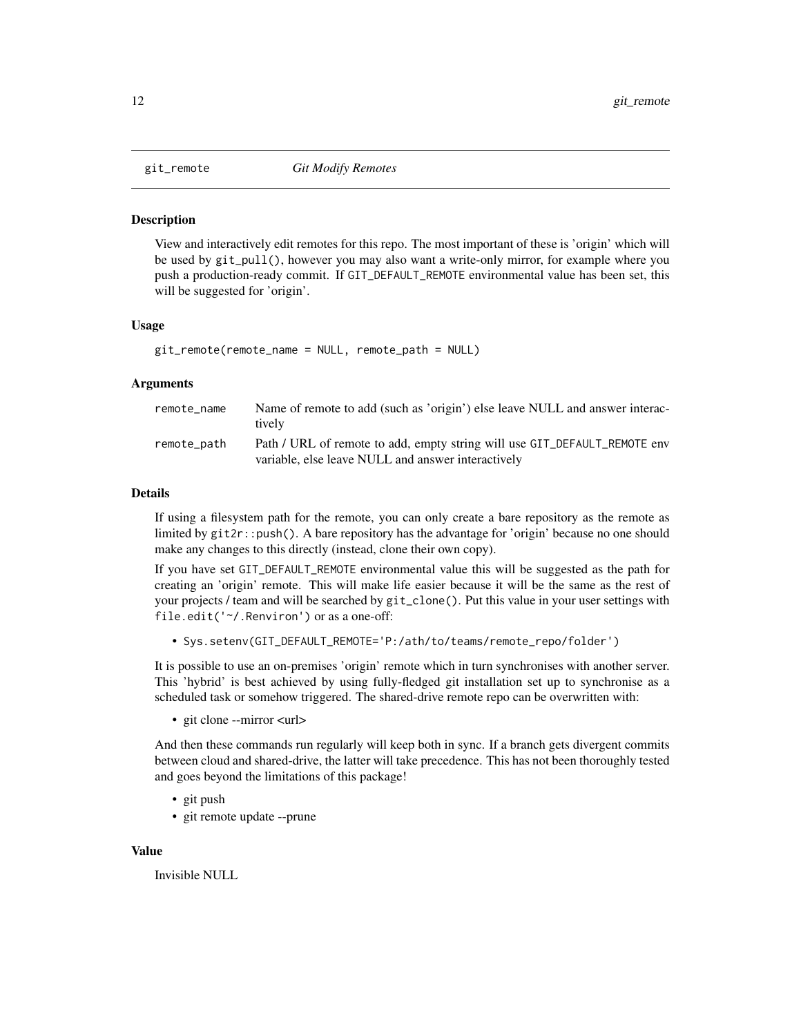## git_remote *Git Modify Remotes*

### Description

View and interactively edit remotes for this repo. The most important of these is 'origin' which will be used by `git_pull()`, however you may also want a write-only mirror, for example where you push a production-ready commit. If `GIT_DEFAULT_REMOTE` environmental value has been set, this will be suggested for 'origin'.

### Usage

```
git_remote(remote_name = NULL, remote_path = NULL)
```

### Arguments

| | |
|---|---|
| `remote_name` | Name of remote to add (such as 'origin') else leave NULL and answer interactively |
| `remote_path` | Path / URL of remote to add, empty string will use `GIT_DEFAULT_REMOTE` env variable, else leave NULL and answer interactively |

### Details

If using a filesystem path for the remote, you can only create a bare repository as the remote as limited by `git2r::push()`. A bare repository has the advantage for 'origin' because no one should make any changes to this directly (instead, clone their own copy).

If you have set `GIT_DEFAULT_REMOTE` environmental value this will be suggested as the path for creating an 'origin' remote. This will make life easier because it will be the same as the rest of your projects / team and will be searched by `git_clone()`. Put this value in your user settings with `file.edit('~/.Renviron')` or as a one-off:

- `Sys.setenv(GIT_DEFAULT_REMOTE='P:/ath/to/teams/remote_repo/folder')`

It is possible to use an on-premises 'origin' remote which in turn synchronises with another server. This 'hybrid' is best achieved by using fully-fledged git installation set up to synchronise as a scheduled task or somehow triggered. The shared-drive remote repo can be overwritten with:

- git clone --mirror <url>

And then these commands run regularly will keep both in sync. If a branch gets divergent commits between cloud and shared-drive, the latter will take precedence. This has not been thoroughly tested and goes beyond the limitations of this package!

- git push
- git remote update --prune

### Value

Invisible NULL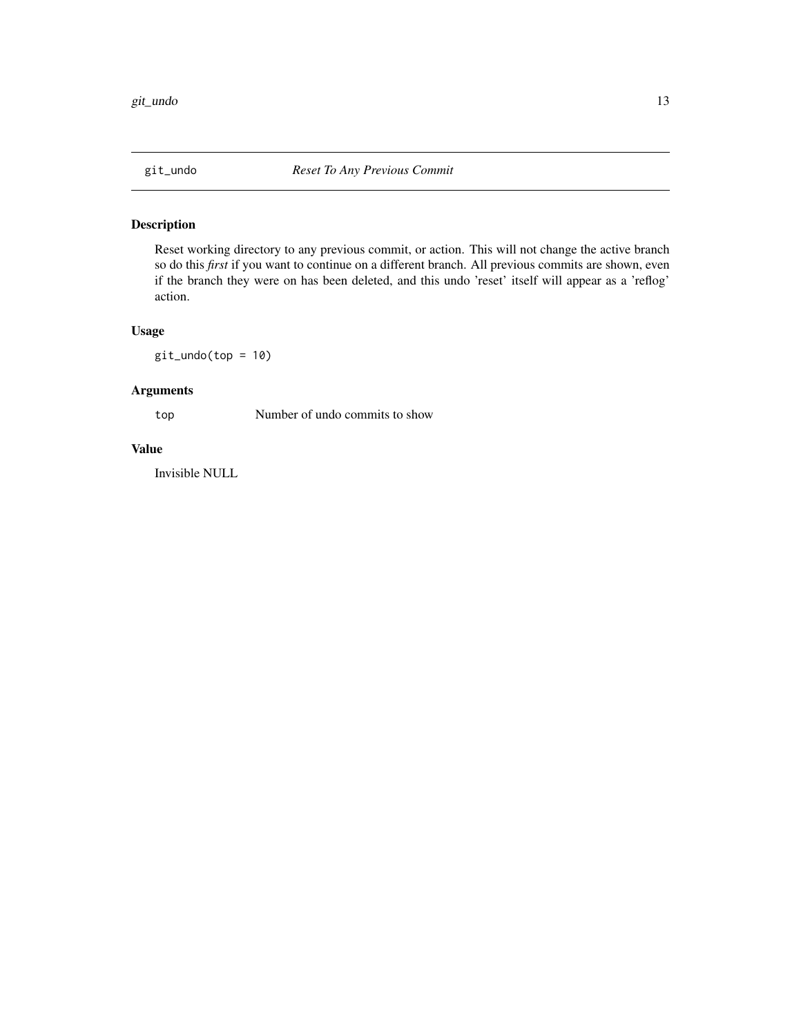## git_undo    *Reset To Any Previous Commit*

### Description

Reset working directory to any previous commit, or action. This will not change the active branch so do this *first* if you want to continue on a different branch. All previous commits are shown, even if the branch they were on has been deleted, and this undo 'reset' itself will appear as a 'reflog' action.

### Usage

```
git_undo(top = 10)
```

### Arguments

| | |
|---|---|
| `top` | Number of undo commits to show |

### Value

Invisible NULL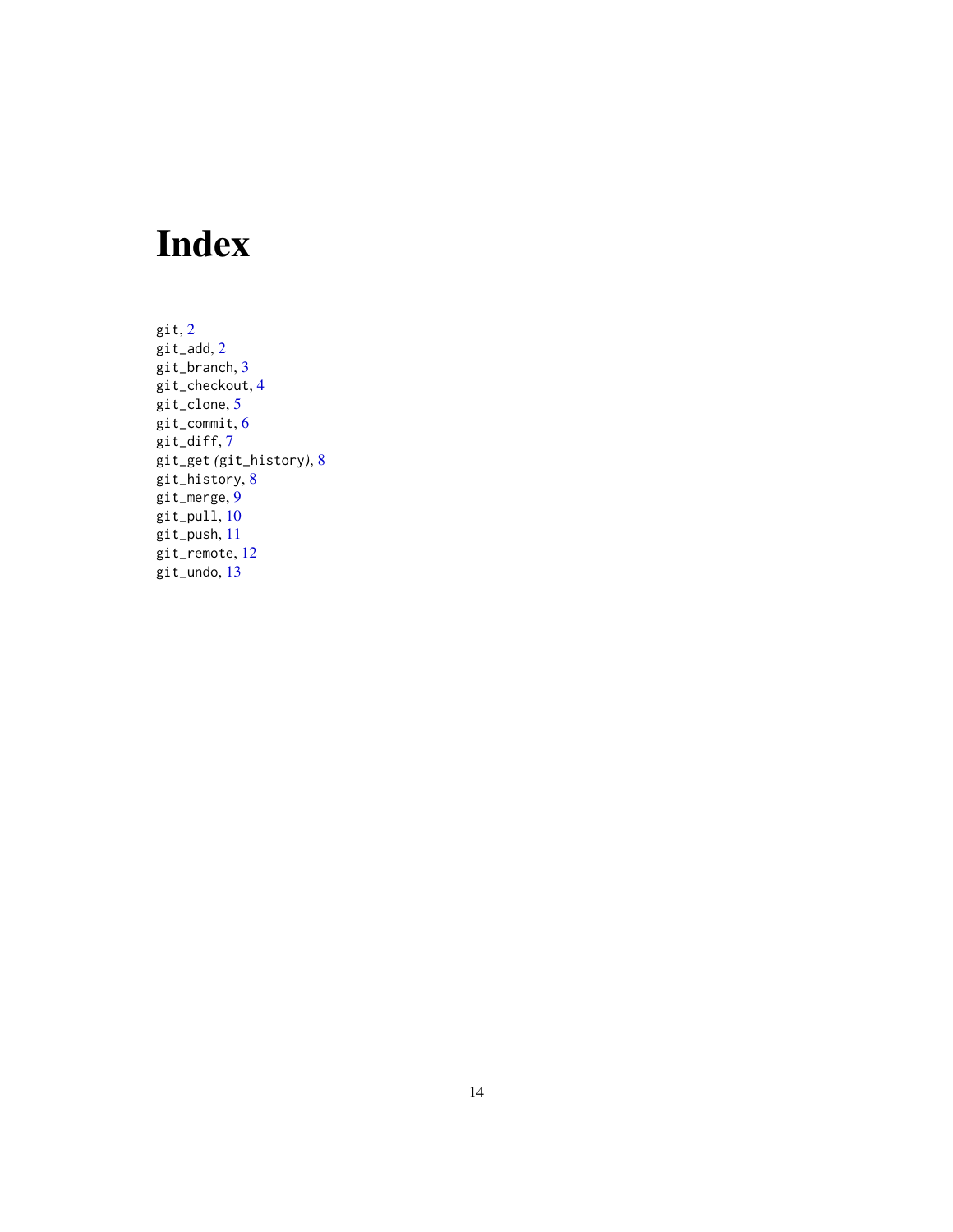# Index

git, 2
git_add, 2
git_branch, 3
git_checkout, 4
git_clone, 5
git_commit, 6
git_diff, 7
git_get (git_history), 8
git_history, 8
git_merge, 9
git_pull, 10
git_push, 11
git_remote, 12
git_undo, 13